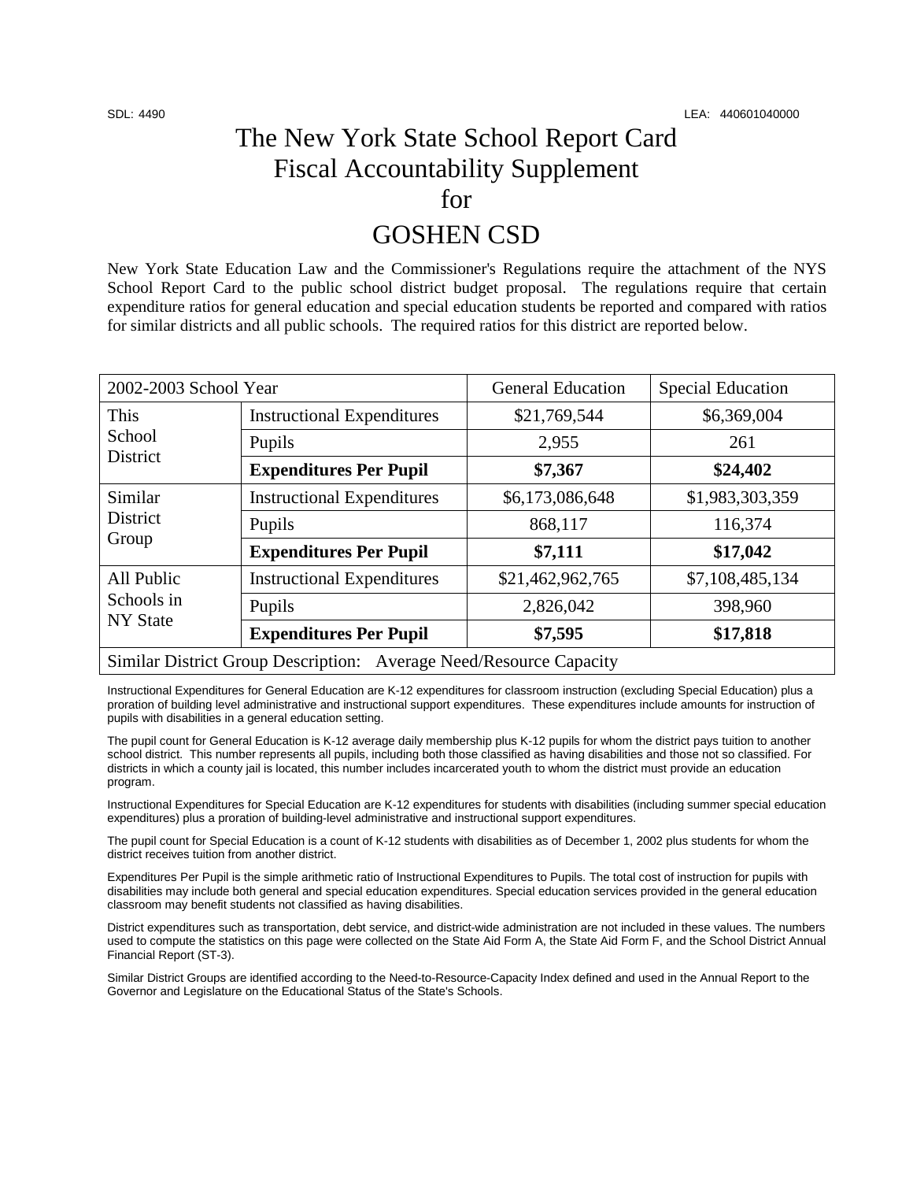SDL: 4490 LEA: 440601040000

# The New York State School Report Card Fiscal Accountability Supplement for

# GOSHEN CSD

New York State Education Law and the Commissioner's Regulations require the attachment of the NYS School Report Card to the public school district budget proposal. The regulations require that certain expenditure ratios for general education and special education students be reported and compared with ratios for similar districts and all public schools. The required ratios for this district are reported below.

| 2002-2003 School Year | | General Education | Special Education |
|---|---|---|---|
| This School District | Instructional Expenditures | $21,769,544 | $6,369,004 |
| | Pupils | 2,955 | 261 |
| | **Expenditures Per Pupil** | **$7,367** | **$24,402** |
| Similar District Group | Instructional Expenditures | $6,173,086,648 | $1,983,303,359 |
| | Pupils | 868,117 | 116,374 |
| | **Expenditures Per Pupil** | **$7,111** | **$17,042** |
| All Public Schools in NY State | Instructional Expenditures | $21,462,962,765 | $7,108,485,134 |
| | Pupils | 2,826,042 | 398,960 |
| | **Expenditures Per Pupil** | **$7,595** | **$17,818** |
| Similar District Group Description: Average Need/Resource Capacity | | | |

Instructional Expenditures for General Education are K-12 expenditures for classroom instruction (excluding Special Education) plus a proration of building level administrative and instructional support expenditures. These expenditures include amounts for instruction of pupils with disabilities in a general education setting.

The pupil count for General Education is K-12 average daily membership plus K-12 pupils for whom the district pays tuition to another school district. This number represents all pupils, including both those classified as having disabilities and those not so classified. For districts in which a county jail is located, this number includes incarcerated youth to whom the district must provide an education program.

Instructional Expenditures for Special Education are K-12 expenditures for students with disabilities (including summer special education expenditures) plus a proration of building-level administrative and instructional support expenditures.

The pupil count for Special Education is a count of K-12 students with disabilities as of December 1, 2002 plus students for whom the district receives tuition from another district.

Expenditures Per Pupil is the simple arithmetic ratio of Instructional Expenditures to Pupils. The total cost of instruction for pupils with disabilities may include both general and special education expenditures. Special education services provided in the general education classroom may benefit students not classified as having disabilities.

District expenditures such as transportation, debt service, and district-wide administration are not included in these values. The numbers used to compute the statistics on this page were collected on the State Aid Form A, the State Aid Form F, and the School District Annual Financial Report (ST-3).

Similar District Groups are identified according to the Need-to-Resource-Capacity Index defined and used in the Annual Report to the Governor and Legislature on the Educational Status of the State's Schools.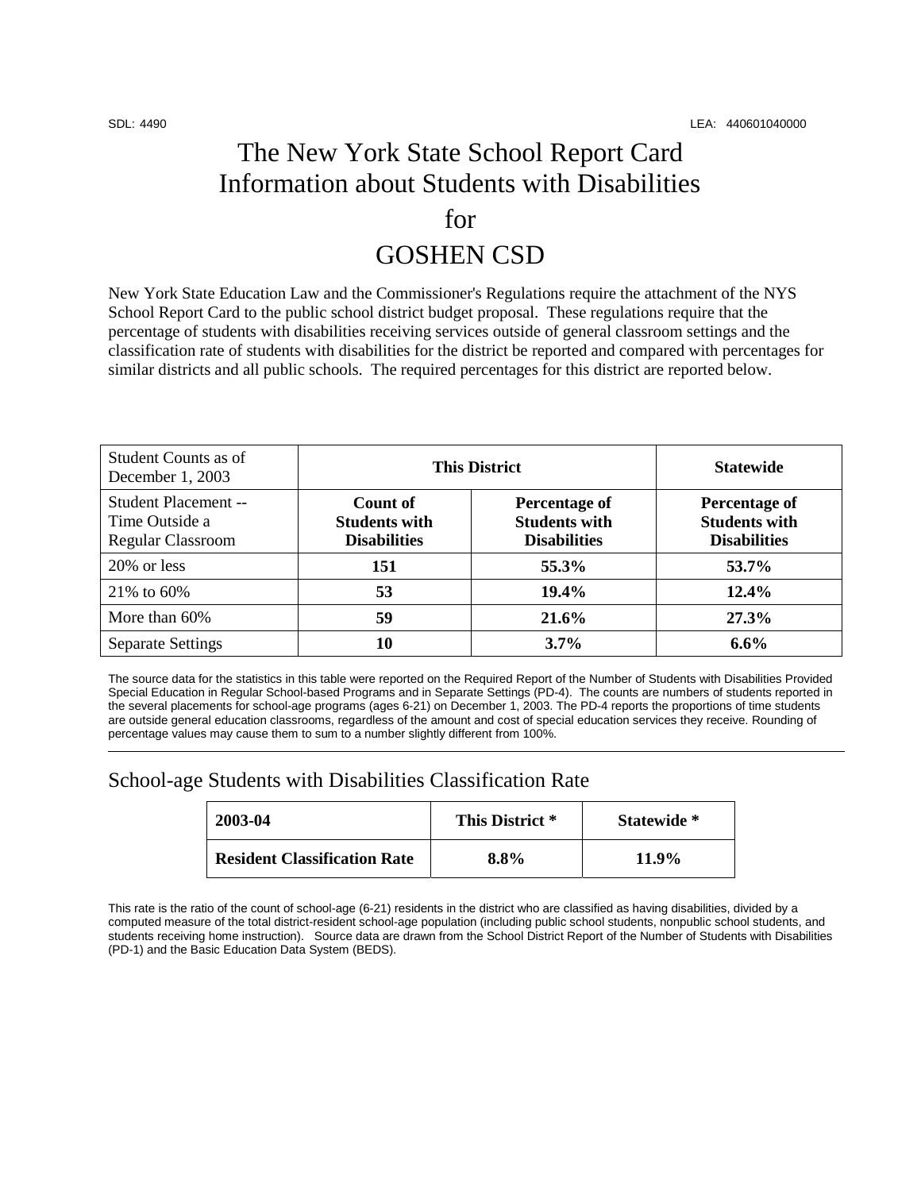SDL: 4490 LEA: 440601040000

# The New York State School Report Card Information about Students with Disabilities for GOSHEN CSD

New York State Education Law and the Commissioner's Regulations require the attachment of the NYS School Report Card to the public school district budget proposal. These regulations require that the percentage of students with disabilities receiving services outside of general classroom settings and the classification rate of students with disabilities for the district be reported and compared with percentages for similar districts and all public schools. The required percentages for this district are reported below.

| Student Counts as of December 1, 2003 | **This District** | | **Statewide** |
|---|---|---|---|
| Student Placement -- Time Outside a Regular Classroom | **Count of Students with Disabilities** | **Percentage of Students with Disabilities** | **Percentage of Students with Disabilities** |
| 20% or less | **151** | **55.3%** | **53.7%** |
| 21% to 60% | **53** | **19.4%** | **12.4%** |
| More than 60% | **59** | **21.6%** | **27.3%** |
| Separate Settings | **10** | **3.7%** | **6.6%** |

The source data for the statistics in this table were reported on the Required Report of the Number of Students with Disabilities Provided Special Education in Regular School-based Programs and in Separate Settings (PD-4). The counts are numbers of students reported in the several placements for school-age programs (ages 6-21) on December 1, 2003. The PD-4 reports the proportions of time students are outside general education classrooms, regardless of the amount and cost of special education services they receive. Rounding of percentage values may cause them to sum to a number slightly different from 100%.

## School-age Students with Disabilities Classification Rate

| **2003-04** | **This District *** | **Statewide *** |
|---|---|---|
| **Resident Classification Rate** | **8.8%** | **11.9%** |

This rate is the ratio of the count of school-age (6-21) residents in the district who are classified as having disabilities, divided by a computed measure of the total district-resident school-age population (including public school students, nonpublic school students, and students receiving home instruction). Source data are drawn from the School District Report of the Number of Students with Disabilities (PD-1) and the Basic Education Data System (BEDS).